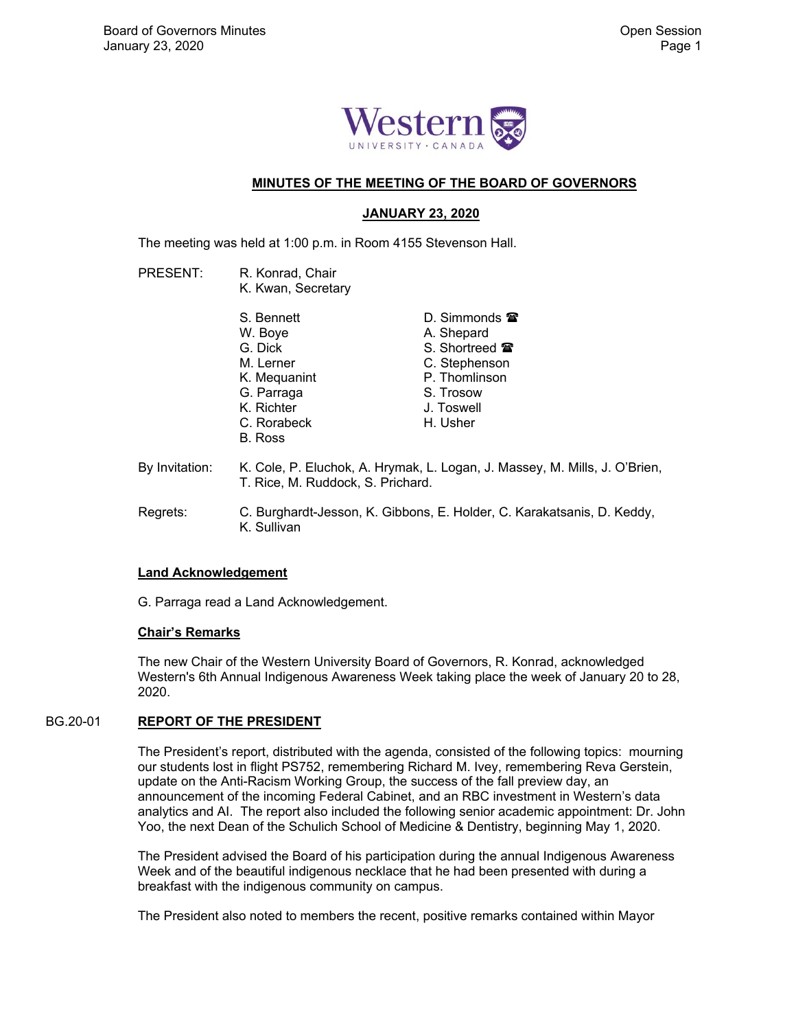# MINUTES OF THE MEETING OF THE BOARD OF GOVERNORS

## JANUARY 23, 2020

The meeting was held at 1:00 p.m. in Room 4155 Stevenson Hall.

PRESENT: R. Konrad, Chair
K. Kwan, Secretary

S. Bennett, W. Boye, G. Dick, M. Lerner, K. Mequanint, G. Parraga, K. Richter, C. Rorabeck, B. Ross, D. Simmonds ☎, A. Shepard, S. Shortreed ☎, C. Stephenson, P. Thomlinson, S. Trosow, J. Toswell, H. Usher

By Invitation: K. Cole, P. Eluchok, A. Hrymak, L. Logan, J. Massey, M. Mills, J. O'Brien, T. Rice, M. Ruddock, S. Prichard.

Regrets: C. Burghardt-Jesson, K. Gibbons, E. Holder, C. Karakatsanis, D. Keddy, K. Sullivan

**Land Acknowledgement**

G. Parraga read a Land Acknowledgement.

**Chair's Remarks**

The new Chair of the Western University Board of Governors, R. Konrad, acknowledged Western's 6th Annual Indigenous Awareness Week taking place the week of January 20 to 28, 2020.

### BG.20-01 REPORT OF THE PRESIDENT

The President's report, distributed with the agenda, consisted of the following topics: mourning our students lost in flight PS752, remembering Richard M. Ivey, remembering Reva Gerstein, update on the Anti-Racism Working Group, the success of the fall preview day, an announcement of the incoming Federal Cabinet, and an RBC investment in Western's data analytics and AI. The report also included the following senior academic appointment: Dr. John Yoo, the next Dean of the Schulich School of Medicine & Dentistry, beginning May 1, 2020.

The President advised the Board of his participation during the annual Indigenous Awareness Week and of the beautiful indigenous necklace that he had been presented with during a breakfast with the indigenous community on campus.

The President also noted to members the recent, positive remarks contained within Mayor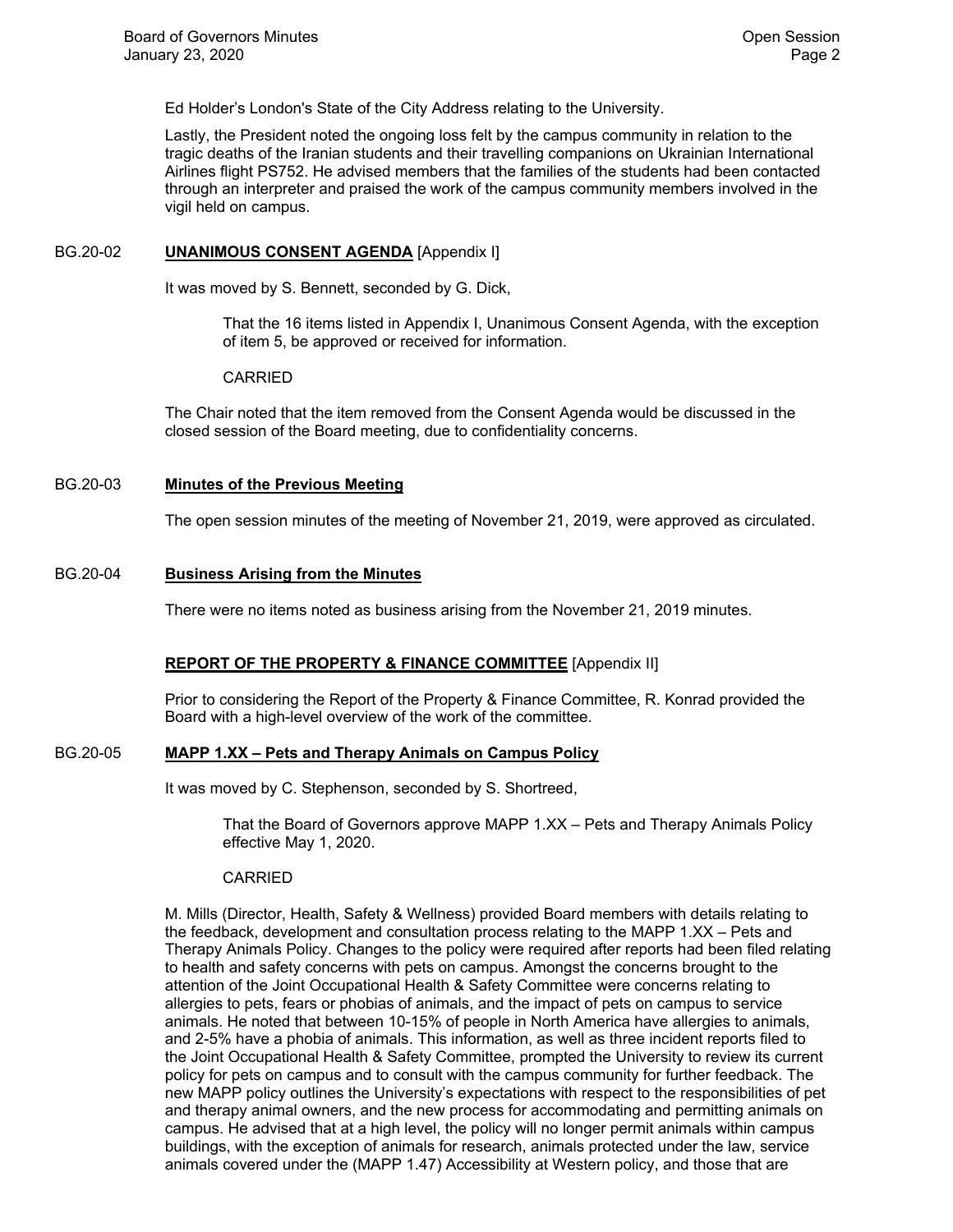Ed Holder's London's State of the City Address relating to the University.

Lastly, the President noted the ongoing loss felt by the campus community in relation to the tragic deaths of the Iranian students and their travelling companions on Ukrainian International Airlines flight PS752. He advised members that the families of the students had been contacted through an interpreter and praised the work of the campus community members involved in the vigil held on campus.

## BG.20-02 **UNANIMOUS CONSENT AGENDA** [Appendix I]

It was moved by S. Bennett, seconded by G. Dick,

> That the 16 items listed in Appendix I, Unanimous Consent Agenda, with the exception of item 5, be approved or received for information.
>
> CARRIED

The Chair noted that the item removed from the Consent Agenda would be discussed in the closed session of the Board meeting, due to confidentiality concerns.

## BG.20-03 **Minutes of the Previous Meeting**

The open session minutes of the meeting of November 21, 2019, were approved as circulated.

## BG.20-04 **Business Arising from the Minutes**

There were no items noted as business arising from the November 21, 2019 minutes.

## **REPORT OF THE PROPERTY & FINANCE COMMITTEE** [Appendix II]

Prior to considering the Report of the Property & Finance Committee, R. Konrad provided the Board with a high-level overview of the work of the committee.

## BG.20-05 **MAPP 1.XX – Pets and Therapy Animals on Campus Policy**

It was moved by C. Stephenson, seconded by S. Shortreed,

> That the Board of Governors approve MAPP 1.XX – Pets and Therapy Animals Policy effective May 1, 2020.
>
> CARRIED

M. Mills (Director, Health, Safety & Wellness) provided Board members with details relating to the feedback, development and consultation process relating to the MAPP 1.XX – Pets and Therapy Animals Policy. Changes to the policy were required after reports had been filed relating to health and safety concerns with pets on campus. Amongst the concerns brought to the attention of the Joint Occupational Health & Safety Committee were concerns relating to allergies to pets, fears or phobias of animals, and the impact of pets on campus to service animals. He noted that between 10-15% of people in North America have allergies to animals, and 2-5% have a phobia of animals. This information, as well as three incident reports filed to the Joint Occupational Health & Safety Committee, prompted the University to review its current policy for pets on campus and to consult with the campus community for further feedback. The new MAPP policy outlines the University's expectations with respect to the responsibilities of pet and therapy animal owners, and the new process for accommodating and permitting animals on campus. He advised that at a high level, the policy will no longer permit animals within campus buildings, with the exception of animals for research, animals protected under the law, service animals covered under the (MAPP 1.47) Accessibility at Western policy, and those that are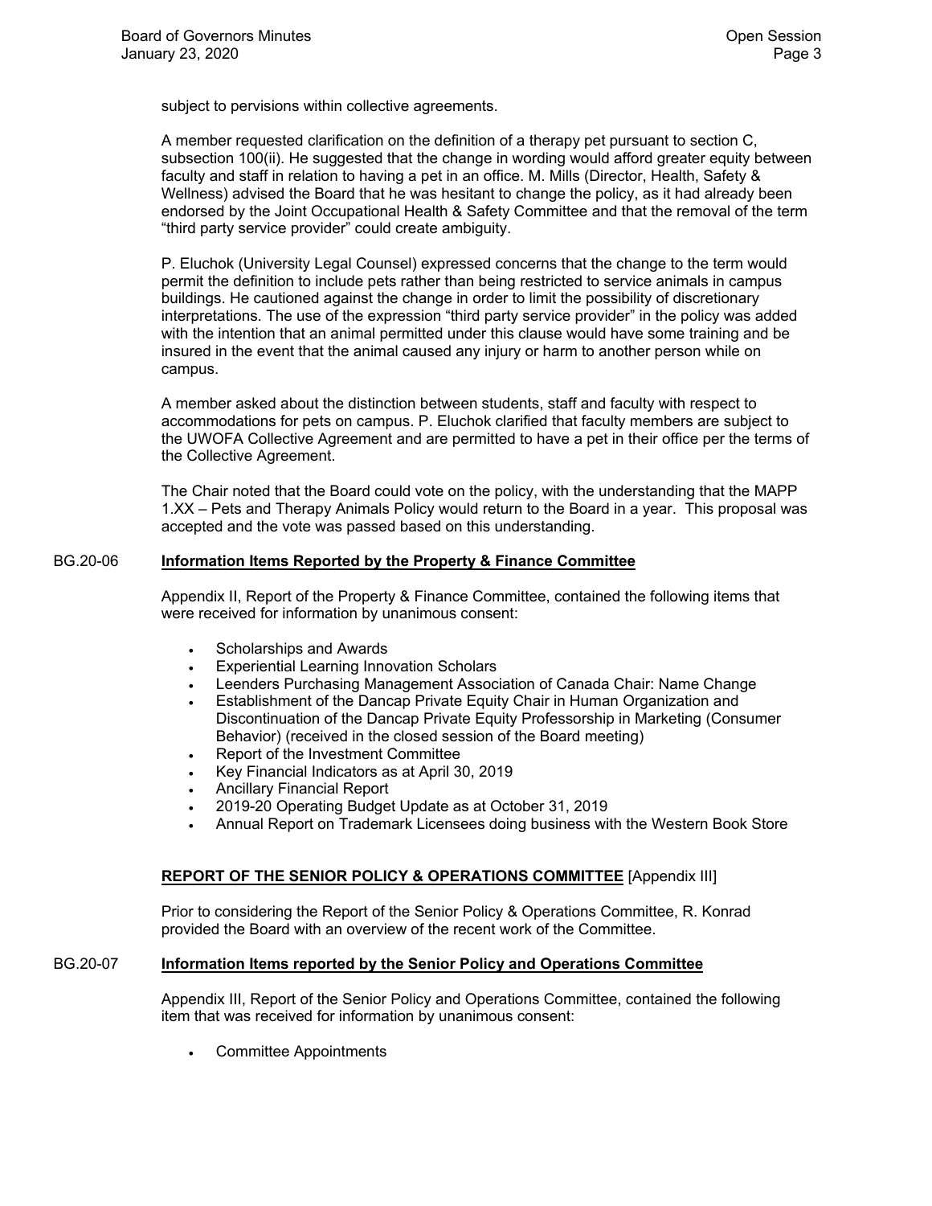subject to pervisions within collective agreements.

A member requested clarification on the definition of a therapy pet pursuant to section C, subsection 100(ii). He suggested that the change in wording would afford greater equity between faculty and staff in relation to having a pet in an office. M. Mills (Director, Health, Safety & Wellness) advised the Board that he was hesitant to change the policy, as it had already been endorsed by the Joint Occupational Health & Safety Committee and that the removal of the term "third party service provider" could create ambiguity.

P. Eluchok (University Legal Counsel) expressed concerns that the change to the term would permit the definition to include pets rather than being restricted to service animals in campus buildings. He cautioned against the change in order to limit the possibility of discretionary interpretations. The use of the expression "third party service provider" in the policy was added with the intention that an animal permitted under this clause would have some training and be insured in the event that the animal caused any injury or harm to another person while on campus.

A member asked about the distinction between students, staff and faculty with respect to accommodations for pets on campus. P. Eluchok clarified that faculty members are subject to the UWOFA Collective Agreement and are permitted to have a pet in their office per the terms of the Collective Agreement.

The Chair noted that the Board could vote on the policy, with the understanding that the MAPP 1.XX – Pets and Therapy Animals Policy would return to the Board in a year. This proposal was accepted and the vote was passed based on this understanding.

## BG.20-06 **Information Items Reported by the Property & Finance Committee**

Appendix II, Report of the Property & Finance Committee, contained the following items that were received for information by unanimous consent:

- Scholarships and Awards
- Experiential Learning Innovation Scholars
- Leenders Purchasing Management Association of Canada Chair: Name Change
- Establishment of the Dancap Private Equity Chair in Human Organization and Discontinuation of the Dancap Private Equity Professorship in Marketing (Consumer Behavior) (received in the closed session of the Board meeting)
- Report of the Investment Committee
- Key Financial Indicators as at April 30, 2019
- Ancillary Financial Report
- 2019-20 Operating Budget Update as at October 31, 2019
- Annual Report on Trademark Licensees doing business with the Western Book Store

## **REPORT OF THE SENIOR POLICY & OPERATIONS COMMITTEE** [Appendix III]

Prior to considering the Report of the Senior Policy & Operations Committee, R. Konrad provided the Board with an overview of the recent work of the Committee.

## BG.20-07 **Information Items reported by the Senior Policy and Operations Committee**

Appendix III, Report of the Senior Policy and Operations Committee, contained the following item that was received for information by unanimous consent:

- Committee Appointments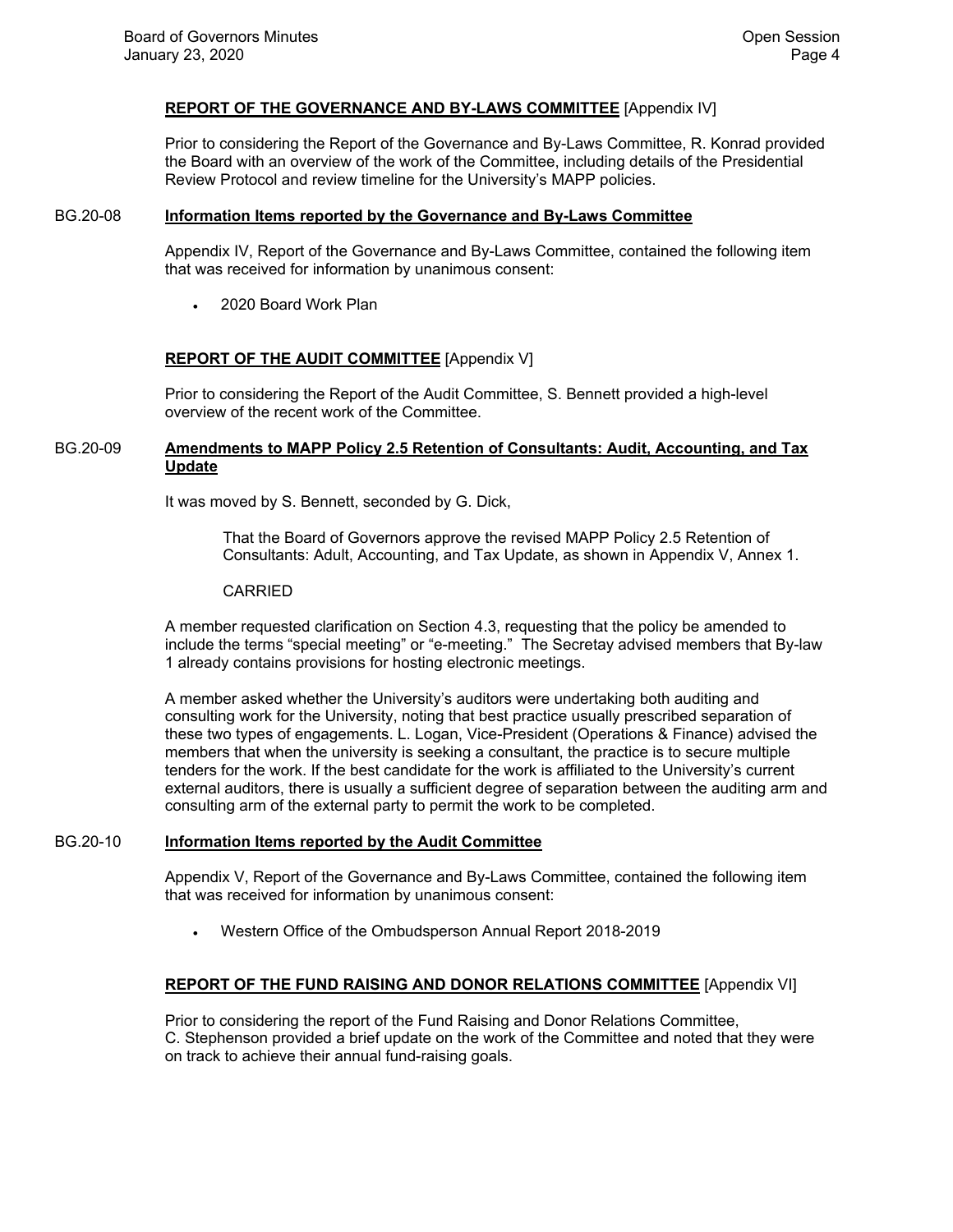**REPORT OF THE GOVERNANCE AND BY-LAWS COMMITTEE** [Appendix IV]

Prior to considering the Report of the Governance and By-Laws Committee, R. Konrad provided the Board with an overview of the work of the Committee, including details of the Presidential Review Protocol and review timeline for the University's MAPP policies.

BG.20-08 **Information Items reported by the Governance and By-Laws Committee**

Appendix IV, Report of the Governance and By-Laws Committee, contained the following item that was received for information by unanimous consent:

- 2020 Board Work Plan

**REPORT OF THE AUDIT COMMITTEE** [Appendix V]

Prior to considering the Report of the Audit Committee, S. Bennett provided a high-level overview of the recent work of the Committee.

BG.20-09 **Amendments to MAPP Policy 2.5 Retention of Consultants: Audit, Accounting, and Tax Update**

It was moved by S. Bennett, seconded by G. Dick,

> That the Board of Governors approve the revised MAPP Policy 2.5 Retention of Consultants: Adult, Accounting, and Tax Update, as shown in Appendix V, Annex 1.
>
> CARRIED

A member requested clarification on Section 4.3, requesting that the policy be amended to include the terms "special meeting" or "e-meeting." The Secretay advised members that By-law 1 already contains provisions for hosting electronic meetings.

A member asked whether the University's auditors were undertaking both auditing and consulting work for the University, noting that best practice usually prescribed separation of these two types of engagements. L. Logan, Vice-President (Operations & Finance) advised the members that when the university is seeking a consultant, the practice is to secure multiple tenders for the work. If the best candidate for the work is affiliated to the University's current external auditors, there is usually a sufficient degree of separation between the auditing arm and consulting arm of the external party to permit the work to be completed.

BG.20-10 **Information Items reported by the Audit Committee**

Appendix V, Report of the Governance and By-Laws Committee, contained the following item that was received for information by unanimous consent:

- Western Office of the Ombudsperson Annual Report 2018-2019

**REPORT OF THE FUND RAISING AND DONOR RELATIONS COMMITTEE** [Appendix VI]

Prior to considering the report of the Fund Raising and Donor Relations Committee, C. Stephenson provided a brief update on the work of the Committee and noted that they were on track to achieve their annual fund-raising goals.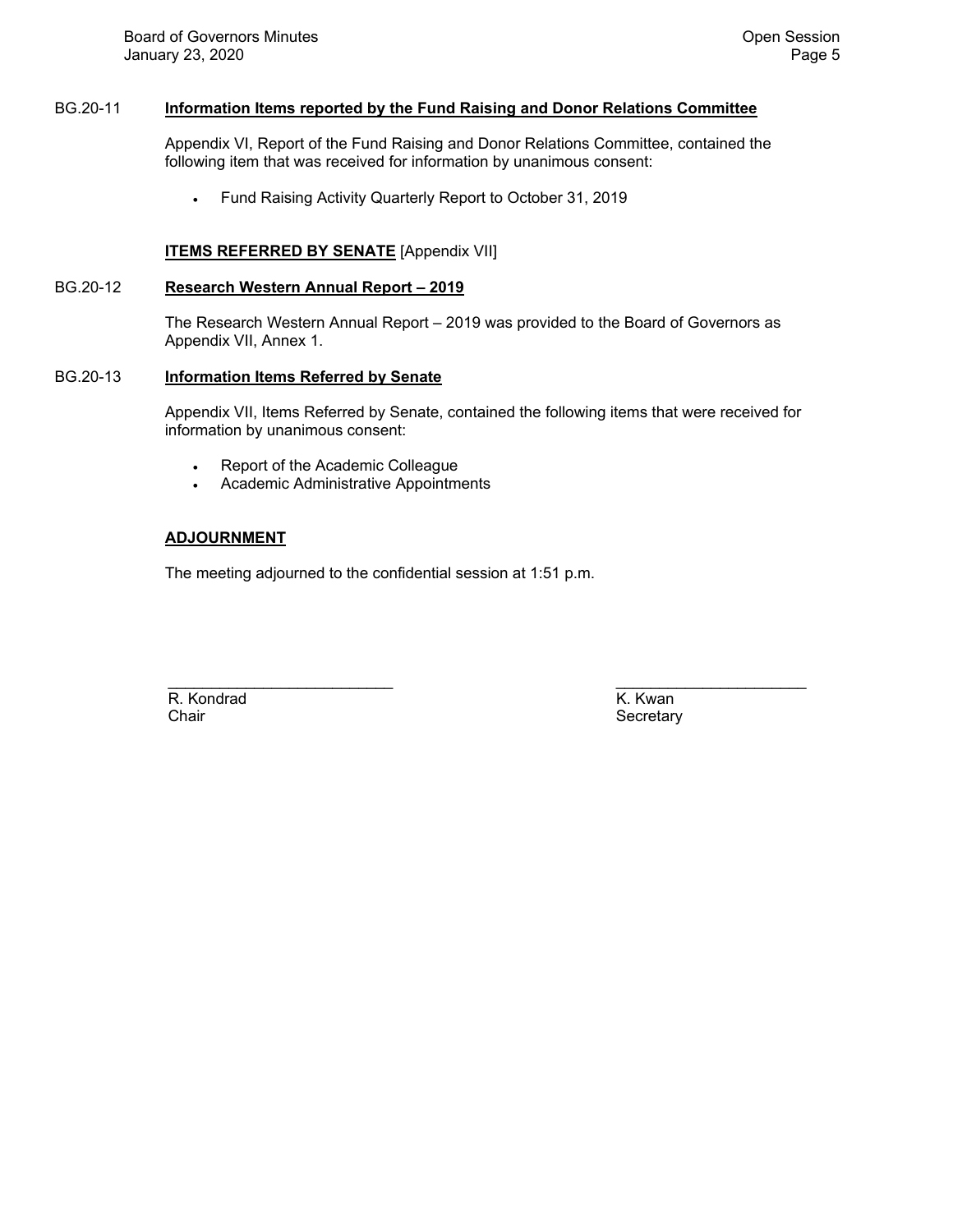BG.20-11 **Information Items reported by the Fund Raising and Donor Relations Committee**

Appendix VI, Report of the Fund Raising and Donor Relations Committee, contained the following item that was received for information by unanimous consent:

- Fund Raising Activity Quarterly Report to October 31, 2019

**ITEMS REFERRED BY SENATE** [Appendix VII]

BG.20-12 **Research Western Annual Report – 2019**

The Research Western Annual Report – 2019 was provided to the Board of Governors as Appendix VII, Annex 1.

BG.20-13 **Information Items Referred by Senate**

Appendix VII, Items Referred by Senate, contained the following items that were received for information by unanimous consent:

- Report of the Academic Colleague
- Academic Administrative Appointments

**ADJOURNMENT**

The meeting adjourned to the confidential session at 1:51 p.m.

\_\_\_\_\_\_\_\_\_\_\_\_\_\_\_\_\_\_\_\_\_\_\_\_\_\_
R. Kondrad
Chair

\_\_\_\_\_\_\_\_\_\_\_\_\_\_\_\_\_\_\_\_\_\_\_\_\_\_
K. Kwan
Secretary